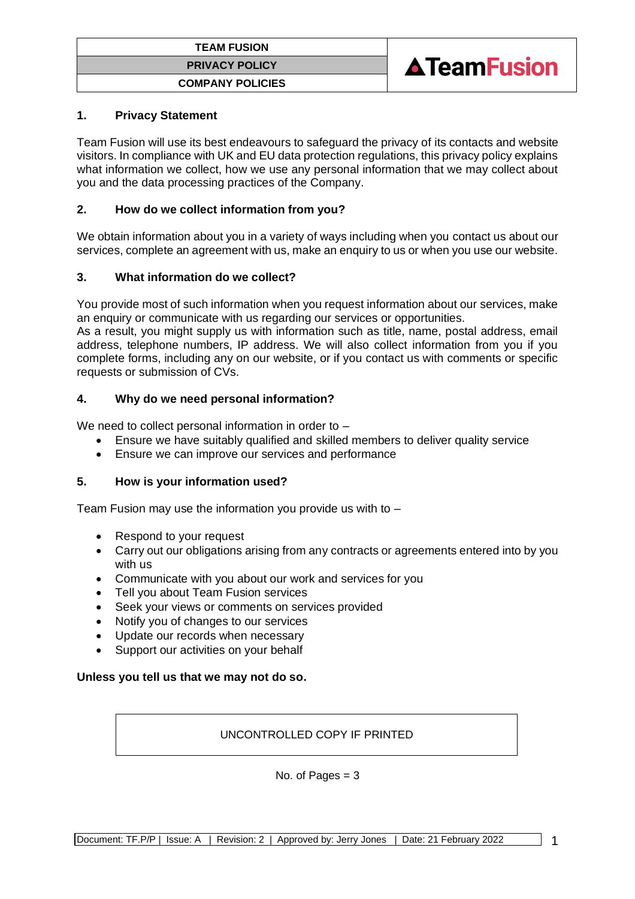| TEAM FUSION |
|---|
| PRIVACY POLICY |
| COMPANY POLICIES |

## 1. Privacy Statement

Team Fusion will use its best endeavours to safeguard the privacy of its contacts and website visitors. In compliance with UK and EU data protection regulations, this privacy policy explains what information we collect, how we use any personal information that we may collect about you and the data processing practices of the Company.

## 2. How do we collect information from you?

We obtain information about you in a variety of ways including when you contact us about our services, complete an agreement with us, make an enquiry to us or when you use our website.

## 3. What information do we collect?

You provide most of such information when you request information about our services, make an enquiry or communicate with us regarding our services or opportunities.
As a result, you might supply us with information such as title, name, postal address, email address, telephone numbers, IP address. We will also collect information from you if you complete forms, including any on our website, or if you contact us with comments or specific requests or submission of CVs.

## 4. Why do we need personal information?

We need to collect personal information in order to –

- Ensure we have suitably qualified and skilled members to deliver quality service
- Ensure we can improve our services and performance

## 5. How is your information used?

Team Fusion may use the information you provide us with to –

- Respond to your request
- Carry out our obligations arising from any contracts or agreements entered into by you with us
- Communicate with you about our work and services for you
- Tell you about Team Fusion services
- Seek your views or comments on services provided
- Notify you of changes to our services
- Update our records when necessary
- Support our activities on your behalf

**Unless you tell us that we may not do so.**

UNCONTROLLED COPY IF PRINTED

No. of Pages = 3

Document: TF.P/P | Issue: A | Revision: 2 | Approved by: Jerry Jones | Date: 21 February 2022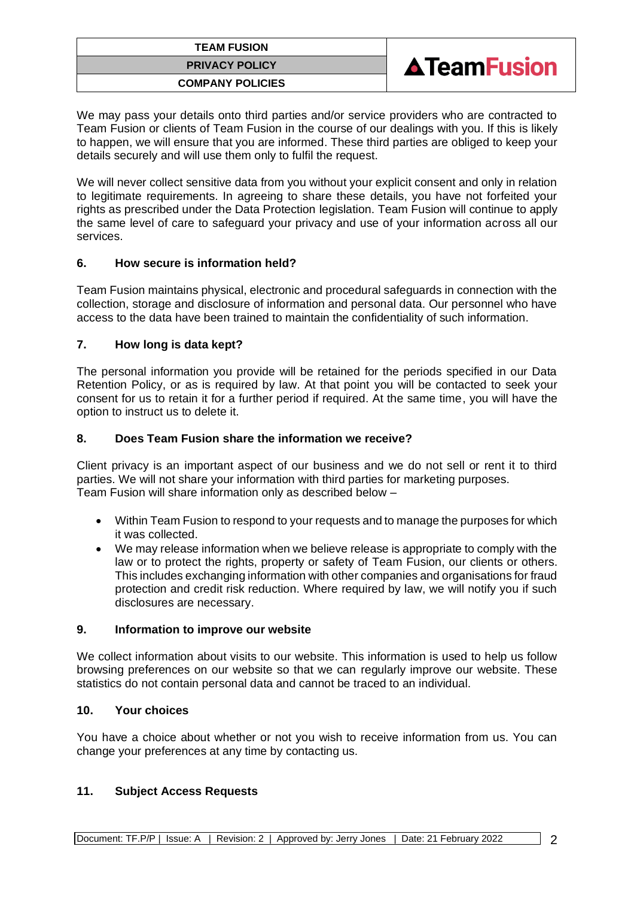We may pass your details onto third parties and/or service providers who are contracted to Team Fusion or clients of Team Fusion in the course of our dealings with you. If this is likely to happen, we will ensure that you are informed. These third parties are obliged to keep your details securely and will use them only to fulfil the request.

We will never collect sensitive data from you without your explicit consent and only in relation to legitimate requirements. In agreeing to share these details, you have not forfeited your rights as prescribed under the Data Protection legislation. Team Fusion will continue to apply the same level of care to safeguard your privacy and use of your information across all our services.

## 6. How secure is information held?

Team Fusion maintains physical, electronic and procedural safeguards in connection with the collection, storage and disclosure of information and personal data. Our personnel who have access to the data have been trained to maintain the confidentiality of such information.

## 7. How long is data kept?

The personal information you provide will be retained for the periods specified in our Data Retention Policy, or as is required by law. At that point you will be contacted to seek your consent for us to retain it for a further period if required. At the same time, you will have the option to instruct us to delete it.

## 8. Does Team Fusion share the information we receive?

Client privacy is an important aspect of our business and we do not sell or rent it to third parties. We will not share your information with third parties for marketing purposes.
Team Fusion will share information only as described below –

- Within Team Fusion to respond to your requests and to manage the purposes for which it was collected.
- We may release information when we believe release is appropriate to comply with the law or to protect the rights, property or safety of Team Fusion, our clients or others. This includes exchanging information with other companies and organisations for fraud protection and credit risk reduction. Where required by law, we will notify you if such disclosures are necessary.

## 9. Information to improve our website

We collect information about visits to our website. This information is used to help us follow browsing preferences on our website so that we can regularly improve our website. These statistics do not contain personal data and cannot be traced to an individual.

## 10. Your choices

You have a choice about whether or not you wish to receive information from us. You can change your preferences at any time by contacting us.

## 11. Subject Access Requests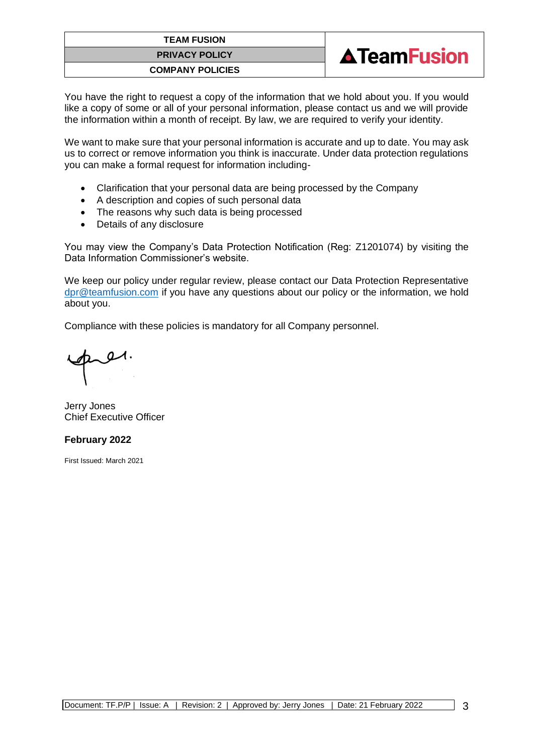You have the right to request a copy of the information that we hold about you. If you would like a copy of some or all of your personal information, please contact us and we will provide the information within a month of receipt. By law, we are required to verify your identity.

We want to make sure that your personal information is accurate and up to date. You may ask us to correct or remove information you think is inaccurate. Under data protection regulations you can make a formal request for information including-

- Clarification that your personal data are being processed by the Company
- A description and copies of such personal data
- The reasons why such data is being processed
- Details of any disclosure

You may view the Company's Data Protection Notification (Reg: Z1201074) by visiting the Data Information Commissioner's website.

We keep our policy under regular review, please contact our Data Protection Representative dpr@teamfusion.com if you have any questions about our policy or the information, we hold about you.

Compliance with these policies is mandatory for all Company personnel.

Jerry Jones
Chief Executive Officer

**February 2022**

First Issued: March 2021